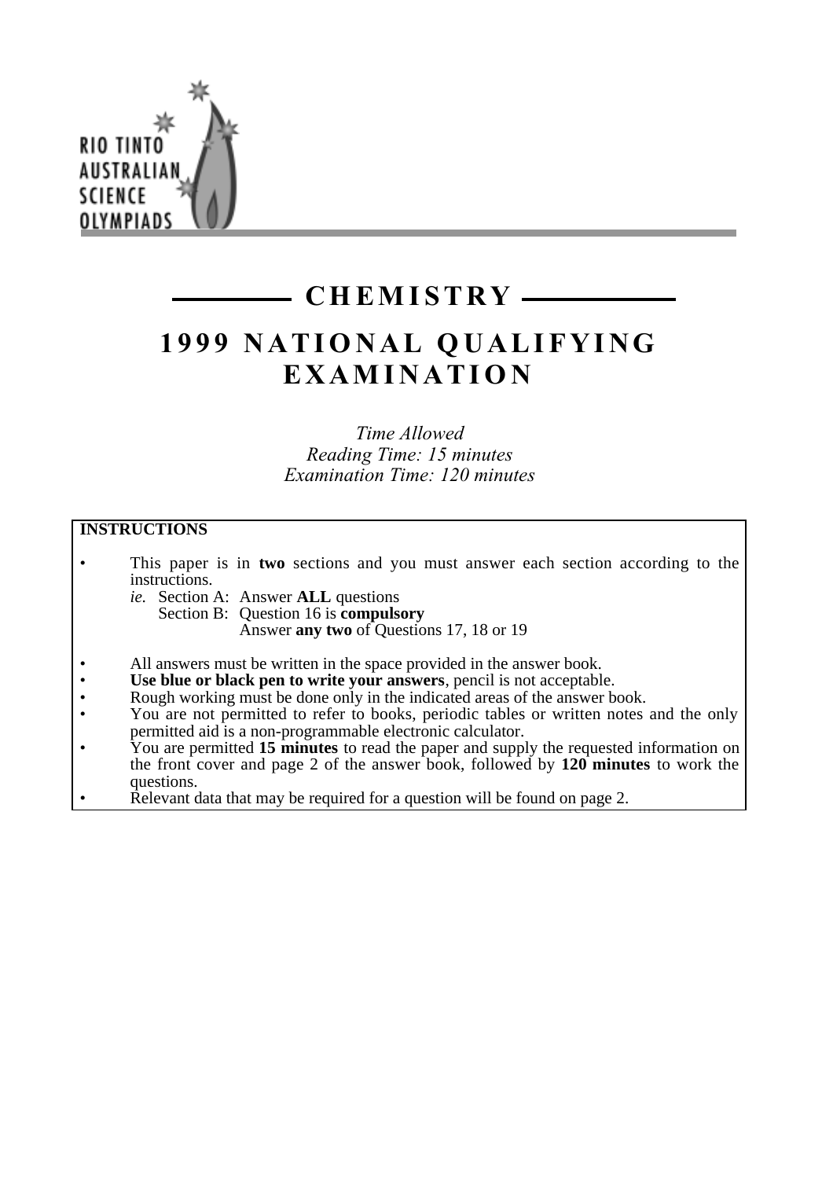RIO TINTO AUSTRALIAN SCIENCE OLYMPIADS

# CHEMISTRY

# 1999 NATIONAL QUALIFYING EXAMINATION

*Time Allowed*
*Reading Time: 15 minutes*
*Examination Time: 120 minutes*

**INSTRUCTIONS**

- This paper is in **two** sections and you must answer each section according to the instructions.
  *ie.* Section A: Answer **ALL** questions
  Section B: Question 16 is **compulsory**
  Answer **any two** of Questions 17, 18 or 19
- All answers must be written in the space provided in the answer book.
- **Use blue or black pen to write your answers**, pencil is not acceptable.
- Rough working must be done only in the indicated areas of the answer book.
- You are not permitted to refer to books, periodic tables or written notes and the only permitted aid is a non-programmable electronic calculator.
- You are permitted **15 minutes** to read the paper and supply the requested information on the front cover and page 2 of the answer book, followed by **120 minutes** to work the questions.
- Relevant data that may be required for a question will be found on page 2.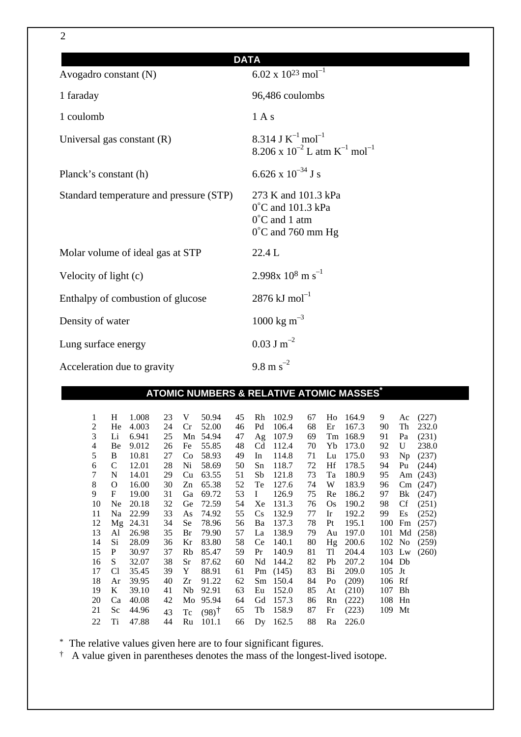## DATA

| | |
|---|---|
| Avogadro constant (N) | $6.02 \times 10^{23}$ mol$^{-1}$ |
| 1 faraday | 96,486 coulombs |
| 1 coulomb | 1 A s |
| Universal gas constant (R) | 8.314 J K$^{-1}$ mol$^{-1}$<br>$8.206 \times 10^{-2}$ L atm K$^{-1}$ mol$^{-1}$ |
| Planck's constant (h) | $6.626 \times 10^{-34}$ J s |
| Standard temperature and pressure (STP) | 273 K and 101.3 kPa<br>0˚C and 101.3 kPa<br>0˚C and 1 atm<br>0˚C and 760 mm Hg |
| Molar volume of ideal gas at STP | 22.4 L |
| Velocity of light (c) | $2.998 \times 10^{8}$ m s$^{-1}$ |
| Enthalpy of combustion of glucose | 2876 kJ mol$^{-1}$ |
| Density of water | 1000 kg m$^{-3}$ |
| Lung surface energy | 0.03 J m$^{-2}$ |
| Acceleration due to gravity | 9.8 m s$^{-2}$ |

## ATOMIC NUMBERS & RELATIVE ATOMIC MASSES*

| | | | | | | | | | | | | | | |
|---|---|---|---|---|---|---|---|---|---|---|---|---|---|---|
| 1 | H | 1.008 | 23 | V | 50.94 | 45 | Rh | 102.9 | 67 | Ho | 164.9 | 9 | Ac | (227) |
| 2 | He | 4.003 | 24 | Cr | 52.00 | 46 | Pd | 106.4 | 68 | Er | 167.3 | 90 | Th | 232.0 |
| 3 | Li | 6.941 | 25 | Mn | 54.94 | 47 | Ag | 107.9 | 69 | Tm | 168.9 | 91 | Pa | (231) |
| 4 | Be | 9.012 | 26 | Fe | 55.85 | 48 | Cd | 112.4 | 70 | Yb | 173.0 | 92 | U | 238.0 |
| 5 | B | 10.81 | 27 | Co | 58.93 | 49 | In | 114.8 | 71 | Lu | 175.0 | 93 | Np | (237) |
| 6 | C | 12.01 | 28 | Ni | 58.69 | 50 | Sn | 118.7 | 72 | Hf | 178.5 | 94 | Pu | (244) |
| 7 | N | 14.01 | 29 | Cu | 63.55 | 51 | Sb | 121.8 | 73 | Ta | 180.9 | 95 | Am | (243) |
| 8 | O | 16.00 | 30 | Zn | 65.38 | 52 | Te | 127.6 | 74 | W | 183.9 | 96 | Cm | (247) |
| 9 | F | 19.00 | 31 | Ga | 69.72 | 53 | I | 126.9 | 75 | Re | 186.2 | 97 | Bk | (247) |
| 10 | Ne | 20.18 | 32 | Ge | 72.59 | 54 | Xe | 131.3 | 76 | Os | 190.2 | 98 | Cf | (251) |
| 11 | Na | 22.99 | 33 | As | 74.92 | 55 | Cs | 132.9 | 77 | Ir | 192.2 | 99 | Es | (252) |
| 12 | Mg | 24.31 | 34 | Se | 78.96 | 56 | Ba | 137.3 | 78 | Pt | 195.1 | 100 | Fm | (257) |
| 13 | Al | 26.98 | 35 | Br | 79.90 | 57 | La | 138.9 | 79 | Au | 197.0 | 101 | Md | (258) |
| 14 | Si | 28.09 | 36 | Kr | 83.80 | 58 | Ce | 140.1 | 80 | Hg | 200.6 | 102 | No | (259) |
| 15 | P | 30.97 | 37 | Rb | 85.47 | 59 | Pr | 140.9 | 81 | Tl | 204.4 | 103 | Lw | (260) |
| 16 | S | 32.07 | 38 | Sr | 87.62 | 60 | Nd | 144.2 | 82 | Pb | 207.2 | 104 | Db | |
| 17 | Cl | 35.45 | 39 | Y | 88.91 | 61 | Pm | (145) | 83 | Bi | 209.0 | 105 | Jt | |
| 18 | Ar | 39.95 | 40 | Zr | 91.22 | 62 | Sm | 150.4 | 84 | Po | (209) | 106 | Rf | |
| 19 | K | 39.10 | 41 | Nb | 92.91 | 63 | Eu | 152.0 | 85 | At | (210) | 107 | Bh | |
| 20 | Ca | 40.08 | 42 | Mo | 95.94 | 64 | Gd | 157.3 | 86 | Rn | (222) | 108 | Hn | |
| 21 | Sc | 44.96 | 43 | Tc | (98)† | 65 | Tb | 158.9 | 87 | Fr | (223) | 109 | Mt | |
| 22 | Ti | 47.88 | 44 | Ru | 101.1 | 66 | Dy | 162.5 | 88 | Ra | 226.0 | | | |

\* The relative values given here are to four significant figures.

† A value given in parentheses denotes the mass of the longest-lived isotope.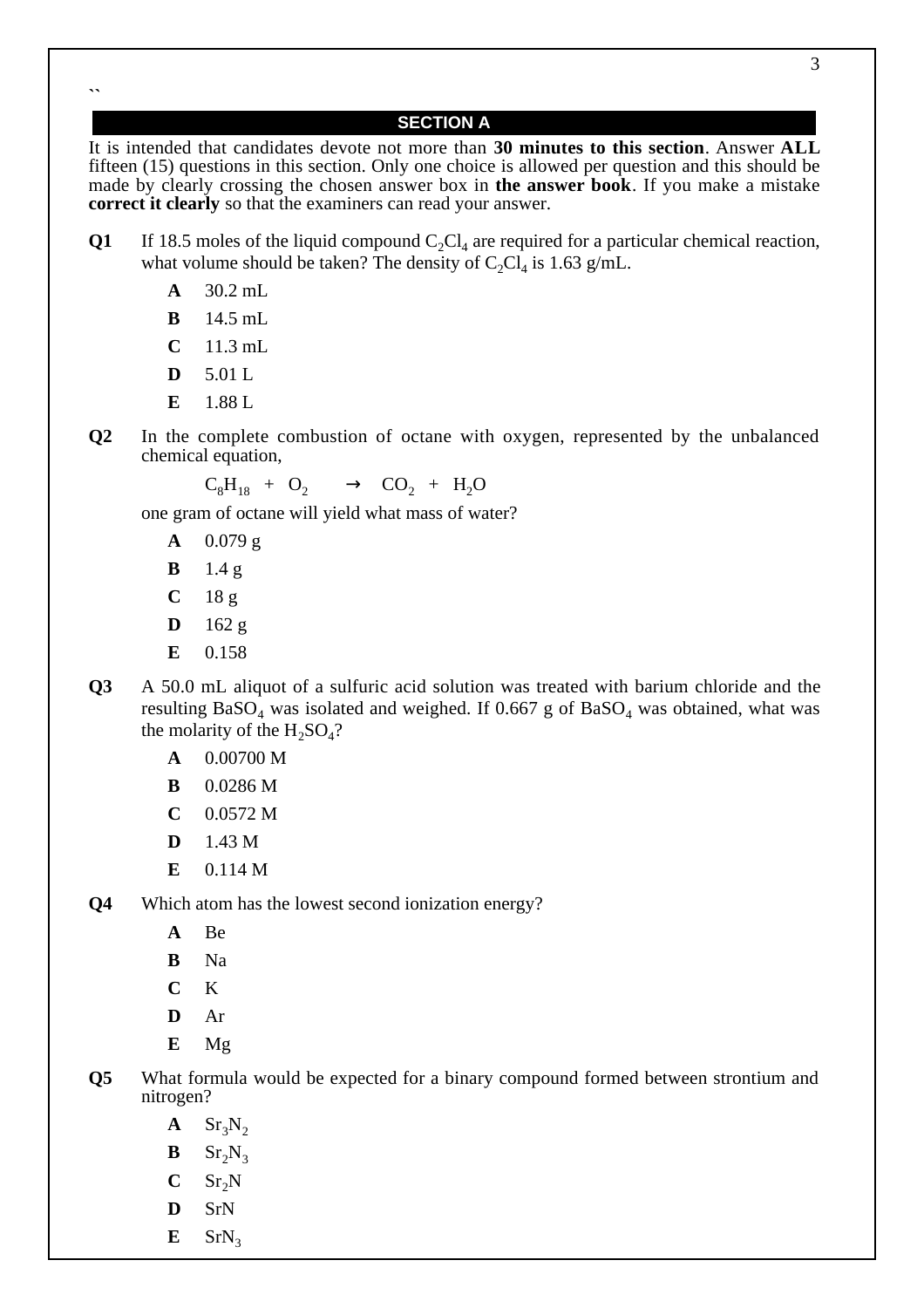``

## SECTION A

It is intended that candidates devote not more than **30 minutes to this section**. Answer **ALL** fifteen (15) questions in this section. Only one choice is allowed per question and this should be made by clearly crossing the chosen answer box in **the answer book**. If you make a mistake **correct it clearly** so that the examiners can read your answer.

**Q1** If 18.5 moles of the liquid compound $C_2Cl_4$ are required for a particular chemical reaction, what volume should be taken? The density of $C_2Cl_4$ is 1.63 g/mL.

- **A** 30.2 mL
- **B** 14.5 mL
- **C** 11.3 mL
- **D** 5.01 L
- **E** 1.88 L

**Q2** In the complete combustion of octane with oxygen, represented by the unbalanced chemical equation,

$$C_8H_{18} + O_2 \rightarrow CO_2 + H_2O$$

one gram of octane will yield what mass of water?

- **A** 0.079 g
- **B** 1.4 g
- **C** 18 g
- **D** 162 g
- **E** 0.158

**Q3** A 50.0 mL aliquot of a sulfuric acid solution was treated with barium chloride and the resulting $BaSO_4$ was isolated and weighed. If 0.667 g of $BaSO_4$ was obtained, what was the molarity of the $H_2SO_4$?

- **A** 0.00700 M
- **B** 0.0286 M
- **C** 0.0572 M
- **D** 1.43 M
- **E** 0.114 M

**Q4** Which atom has the lowest second ionization energy?

- **A** Be
- **B** Na
- **C** K
- **D** Ar
- **E** Mg

**Q5** What formula would be expected for a binary compound formed between strontium and nitrogen?

- **A** $Sr_3N_2$
- **B** $Sr_2N_3$
- **C** $Sr_2N$
- **D** SrN
- **E** $SrN_3$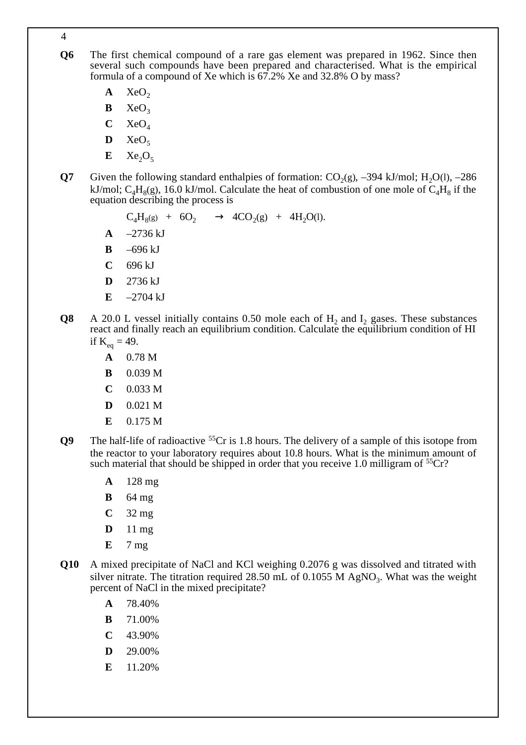**Q6** The first chemical compound of a rare gas element was prepared in 1962. Since then several such compounds have been prepared and characterised. What is the empirical formula of a compound of Xe which is 67.2% Xe and 32.8% O by mass?

- **A** $XeO_2$
- **B** $XeO_3$
- **C** $XeO_4$
- **D** $XeO_5$
- **E** $Xe_2O_5$

**Q7** Given the following standard enthalpies of formation: $CO_2$(g), –394 kJ/mol; $H_2O$(l), –286 kJ/mol; $C_4H_8$(g), 16.0 kJ/mol. Calculate the heat of combustion of one mole of $C_4H_8$ if the equation describing the process is

$$C_4H_8(g) + 6O_2 \rightarrow 4CO_2(g) + 4H_2O(l).$$

- **A** –2736 kJ
- **B** –696 kJ
- **C** 696 kJ
- **D** 2736 kJ
- **E** –2704 kJ

**Q8** A 20.0 L vessel initially contains 0.50 mole each of $H_2$ and $I_2$ gases. These substances react and finally reach an equilibrium condition. Calculate the equilibrium condition of HI if $K_{eq}$ = 49.

- **A** 0.78 M
- **B** 0.039 M
- **C** 0.033 M
- **D** 0.021 M
- **E** 0.175 M

**Q9** The half-life of radioactive $^{55}Cr$ is 1.8 hours. The delivery of a sample of this isotope from the reactor to your laboratory requires about 10.8 hours. What is the minimum amount of such material that should be shipped in order that you receive 1.0 milligram of $^{55}Cr$?

- **A** 128 mg
- **B** 64 mg
- **C** 32 mg
- **D** 11 mg
- **E** 7 mg

**Q10** A mixed precipitate of NaCl and KCl weighing 0.2076 g was dissolved and titrated with silver nitrate. The titration required 28.50 mL of 0.1055 M $AgNO_3$. What was the weight percent of NaCl in the mixed precipitate?

- **A** 78.40%
- **B** 71.00%
- **C** 43.90%
- **D** 29.00%
- **E** 11.20%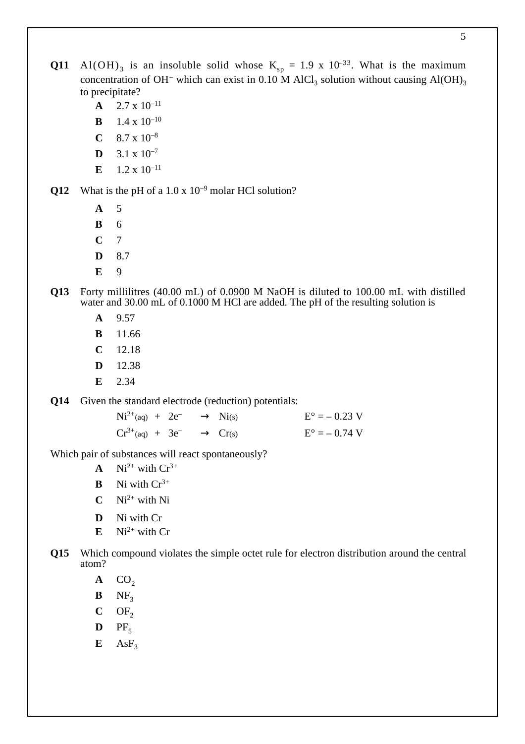**Q11** $Al(OH)_3$ is an insoluble solid whose $K_{sp} = 1.9 \times 10^{-33}$. What is the maximum concentration of $OH^-$ which can exist in 0.10 M $AlCl_3$ solution without causing $Al(OH)_3$ to precipitate?

- **A** $2.7 \times 10^{-11}$
- **B** $1.4 \times 10^{-10}$
- **C** $8.7 \times 10^{-8}$
- **D** $3.1 \times 10^{-7}$
- **E** $1.2 \times 10^{-11}$

**Q12** What is the pH of a $1.0 \times 10^{-9}$ molar HCl solution?

- **A** 5
- **B** 6
- **C** 7
- **D** 8.7
- **E** 9

**Q13** Forty millilitres (40.00 mL) of 0.0900 M NaOH is diluted to 100.00 mL with distilled water and 30.00 mL of 0.1000 M HCl are added. The pH of the resulting solution is

- **A** 9.57
- **B** 11.66
- **C** 12.18
- **D** 12.38
- **E** 2.34

**Q14** Given the standard electrode (reduction) potentials:

$$Ni^{2+}_{(aq)} + 2e^- \rightarrow Ni_{(s)} \qquad E° = -0.23 \text{ V}$$

$$Cr^{3+}_{(aq)} + 3e^- \rightarrow Cr_{(s)} \qquad E° = -0.74 \text{ V}$$

Which pair of substances will react spontaneously?

- **A** $Ni^{2+}$ with $Cr^{3+}$
- **B** Ni with $Cr^{3+}$
- **C** $Ni^{2+}$ with Ni
- **D** Ni with Cr
- **E** $Ni^{2+}$ with Cr

**Q15** Which compound violates the simple octet rule for electron distribution around the central atom?

- **A** $CO_2$
- **B** $NF_3$
- **C** $OF_2$
- **D** $PF_5$
- **E** $AsF_3$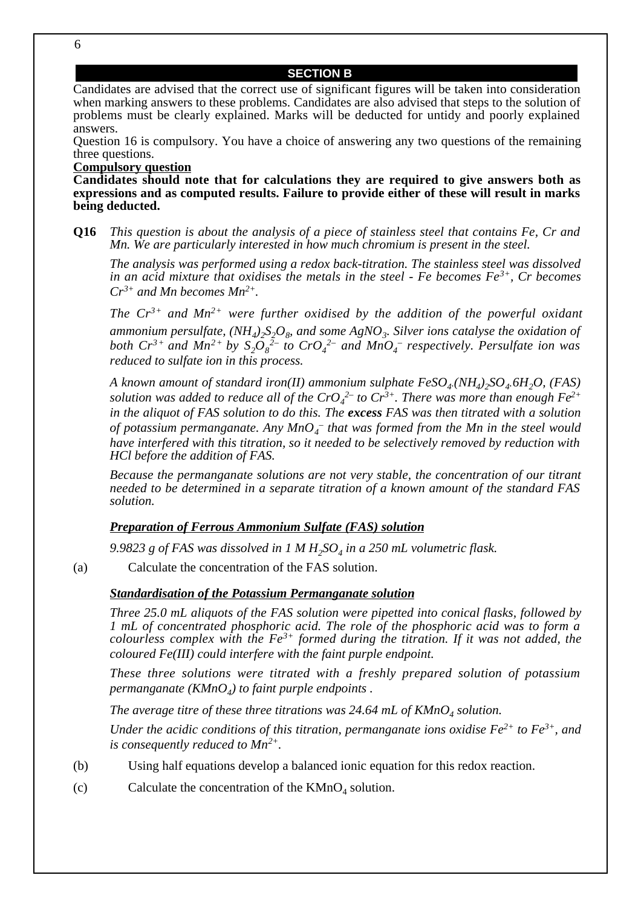## SECTION B

Candidates are advised that the correct use of significant figures will be taken into consideration when marking answers to these problems. Candidates are also advised that steps to the solution of problems must be clearly explained. Marks will be deducted for untidy and poorly explained answers.

Question 16 is compulsory. You have a choice of answering any two questions of the remaining three questions.

**Compulsory question**

**Candidates should note that for calculations they are required to give answers both as expressions and as computed results. Failure to provide either of these will result in marks being deducted.**

**Q16** *This question is about the analysis of a piece of stainless steel that contains Fe, Cr and Mn. We are particularly interested in how much chromium is present in the steel.*

*The analysis was performed using a redox back-titration. The stainless steel was dissolved in an acid mixture that oxidises the metals in the steel - Fe becomes $Fe^{3+}$, Cr becomes $Cr^{3+}$ and Mn becomes $Mn^{2+}$.*

*The $Cr^{3+}$ and $Mn^{2+}$ were further oxidised by the addition of the powerful oxidant ammonium persulfate, $(NH_4)_2S_2O_8$, and some $AgNO_3$. Silver ions catalyse the oxidation of both $Cr^{3+}$ and $Mn^{2+}$ by $S_2O_8^{2-}$ to $CrO_4^{2-}$ and $MnO_4^-$ respectively. Persulfate ion was reduced to sulfate ion in this process.*

*A known amount of standard iron(II) ammonium sulphate $FeSO_4.(NH_4)_2SO_4.6H_2O$, (FAS) solution was added to reduce all of the $CrO_4^{2-}$ to $Cr^{3+}$. There was more than enough $Fe^{2+}$ in the aliquot of FAS solution to do this. The **excess** FAS was then titrated with a solution of potassium permanganate. Any $MnO_4^-$ that was formed from the Mn in the steel would have interfered with this titration, so it needed to be selectively removed by reduction with HCl before the addition of FAS.*

*Because the permanganate solutions are not very stable, the concentration of our titrant needed to be determined in a separate titration of a known amount of the standard FAS solution.*

***Preparation of Ferrous Ammonium Sulfate (FAS) solution***

*9.9823 g of FAS was dissolved in 1 M $H_2SO_4$ in a 250 mL volumetric flask.*

(a) Calculate the concentration of the FAS solution.

***Standardisation of the Potassium Permanganate solution***

*Three 25.0 mL aliquots of the FAS solution were pipetted into conical flasks, followed by 1 mL of concentrated phosphoric acid. The role of the phosphoric acid was to form a colourless complex with the $Fe^{3+}$ formed during the titration. If it was not added, the coloured Fe(III) could interfere with the faint purple endpoint.*

*These three solutions were titrated with a freshly prepared solution of potassium permanganate ($KMnO_4$) to faint purple endpoints .*

*The average titre of these three titrations was 24.64 mL of $KMnO_4$ solution.*

*Under the acidic conditions of this titration, permanganate ions oxidise $Fe^{2+}$ to $Fe^{3+}$, and is consequently reduced to $Mn^{2+}$.*

(b) Using half equations develop a balanced ionic equation for this redox reaction.

(c) Calculate the concentration of the $KMnO_4$ solution.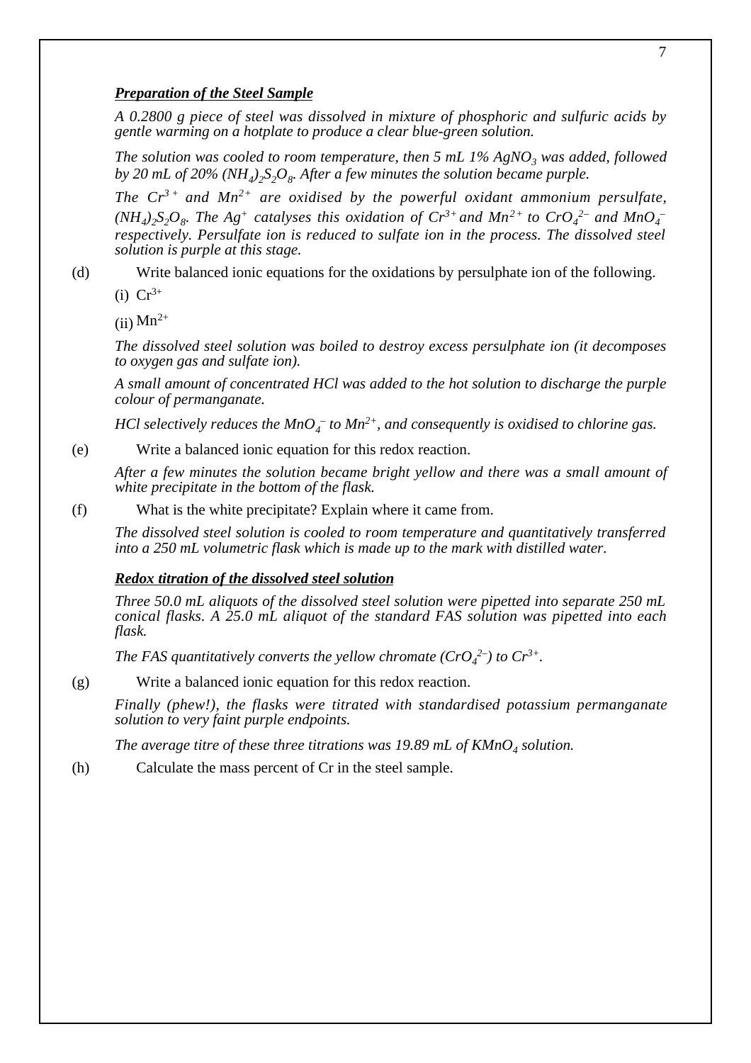***Preparation of the Steel Sample***

*A 0.2800 g piece of steel was dissolved in mixture of phosphoric and sulfuric acids by gentle warming on a hotplate to produce a clear blue-green solution.*

*The solution was cooled to room temperature, then 5 mL 1% $AgNO_3$ was added, followed by 20 mL of 20% $(NH_4)_2S_2O_8$. After a few minutes the solution became purple.*

*The $Cr^{3+}$ and $Mn^{2+}$ are oxidised by the powerful oxidant ammonium persulfate, $(NH_4)_2S_2O_8$. The $Ag^+$ catalyses this oxidation of $Cr^{3+}$ and $Mn^{2+}$ to $CrO_4^{2-}$ and $MnO_4^-$ respectively. Persulfate ion is reduced to sulfate ion in the process. The dissolved steel solution is purple at this stage.*

(d) Write balanced ionic equations for the oxidations by persulphate ion of the following.

(i) $Cr^{3+}$

(ii) $Mn^{2+}$

*The dissolved steel solution was boiled to destroy excess persulphate ion (it decomposes to oxygen gas and sulfate ion).*

*A small amount of concentrated HCl was added to the hot solution to discharge the purple colour of permanganate.*

*HCl selectively reduces the $MnO_4^-$ to $Mn^{2+}$, and consequently is oxidised to chlorine gas.*

(e) Write a balanced ionic equation for this redox reaction.

*After a few minutes the solution became bright yellow and there was a small amount of white precipitate in the bottom of the flask.*

(f) What is the white precipitate? Explain where it came from.

*The dissolved steel solution is cooled to room temperature and quantitatively transferred into a 250 mL volumetric flask which is made up to the mark with distilled water.*

***Redox titration of the dissolved steel solution***

*Three 50.0 mL aliquots of the dissolved steel solution were pipetted into separate 250 mL conical flasks. A 25.0 mL aliquot of the standard FAS solution was pipetted into each flask.*

*The FAS quantitatively converts the yellow chromate ($CrO_4^{2-}$) to $Cr^{3+}$.*

(g) Write a balanced ionic equation for this redox reaction.

*Finally (phew!), the flasks were titrated with standardised potassium permanganate solution to very faint purple endpoints.*

*The average titre of these three titrations was 19.89 mL of $KMnO_4$ solution.*

(h) Calculate the mass percent of Cr in the steel sample.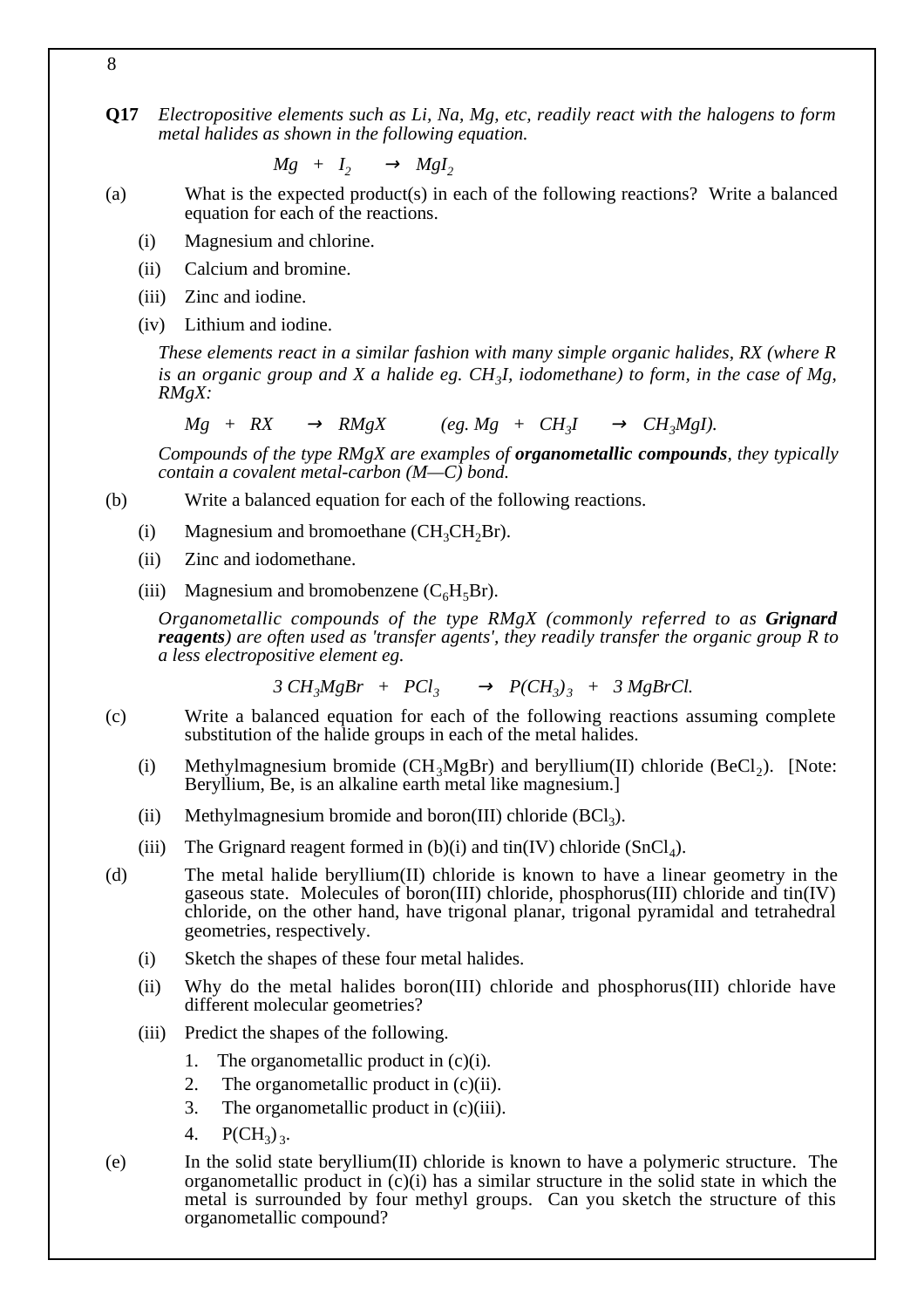**Q17** *Electropositive elements such as Li, Na, Mg, etc, readily react with the halogens to form metal halides as shown in the following equation.*

$$Mg \; + \; I_2 \; \rightarrow \; MgI_2$$

(a) What is the expected product(s) in each of the following reactions? Write a balanced equation for each of the reactions.

(i) Magnesium and chlorine.

(ii) Calcium and bromine.

(iii) Zinc and iodine.

(iv) Lithium and iodine.

*These elements react in a similar fashion with many simple organic halides, RX (where R is an organic group and X a halide eg. $CH_3I$, iodomethane) to form, in the case of Mg, RMgX:*

$$Mg \; + \; RX \; \rightarrow \; RMgX \qquad (eg.\; Mg \; + \; CH_3I \; \rightarrow \; CH_3MgI).$$

*Compounds of the type RMgX are examples of* ***organometallic compounds****, they typically contain a covalent metal-carbon (M—C) bond.*

(b) Write a balanced equation for each of the following reactions.

(i) Magnesium and bromoethane ($CH_3CH_2Br$).

(ii) Zinc and iodomethane.

(iii) Magnesium and bromobenzene ($C_6H_5Br$).

*Organometallic compounds of the type RMgX (commonly referred to as* ***Grignard reagents****) are often used as 'transfer agents', they readily transfer the organic group R to a less electropositive element eg.*

$$3\,CH_3MgBr \; + \; PCl_3 \; \rightarrow \; P(CH_3)_3 \; + \; 3\,MgBrCl.$$

(c) Write a balanced equation for each of the following reactions assuming complete substitution of the halide groups in each of the metal halides.

(i) Methylmagnesium bromide ($CH_3MgBr$) and beryllium(II) chloride ($BeCl_2$). [Note: Beryllium, Be, is an alkaline earth metal like magnesium.]

(ii) Methylmagnesium bromide and boron(III) chloride ($BCl_3$).

(iii) The Grignard reagent formed in (b)(i) and tin(IV) chloride ($SnCl_4$).

(d) The metal halide beryllium(II) chloride is known to have a linear geometry in the gaseous state. Molecules of boron(III) chloride, phosphorus(III) chloride and tin(IV) chloride, on the other hand, have trigonal planar, trigonal pyramidal and tetrahedral geometries, respectively.

(i) Sketch the shapes of these four metal halides.

(ii) Why do the metal halides boron(III) chloride and phosphorus(III) chloride have different molecular geometries?

(iii) Predict the shapes of the following.

1. The organometallic product in (c)(i).
2. The organometallic product in (c)(ii).
3. The organometallic product in (c)(iii).
4. $P(CH_3)_3$.

(e) In the solid state beryllium(II) chloride is known to have a polymeric structure. The organometallic product in (c)(i) has a similar structure in the solid state in which the metal is surrounded by four methyl groups. Can you sketch the structure of this organometallic compound?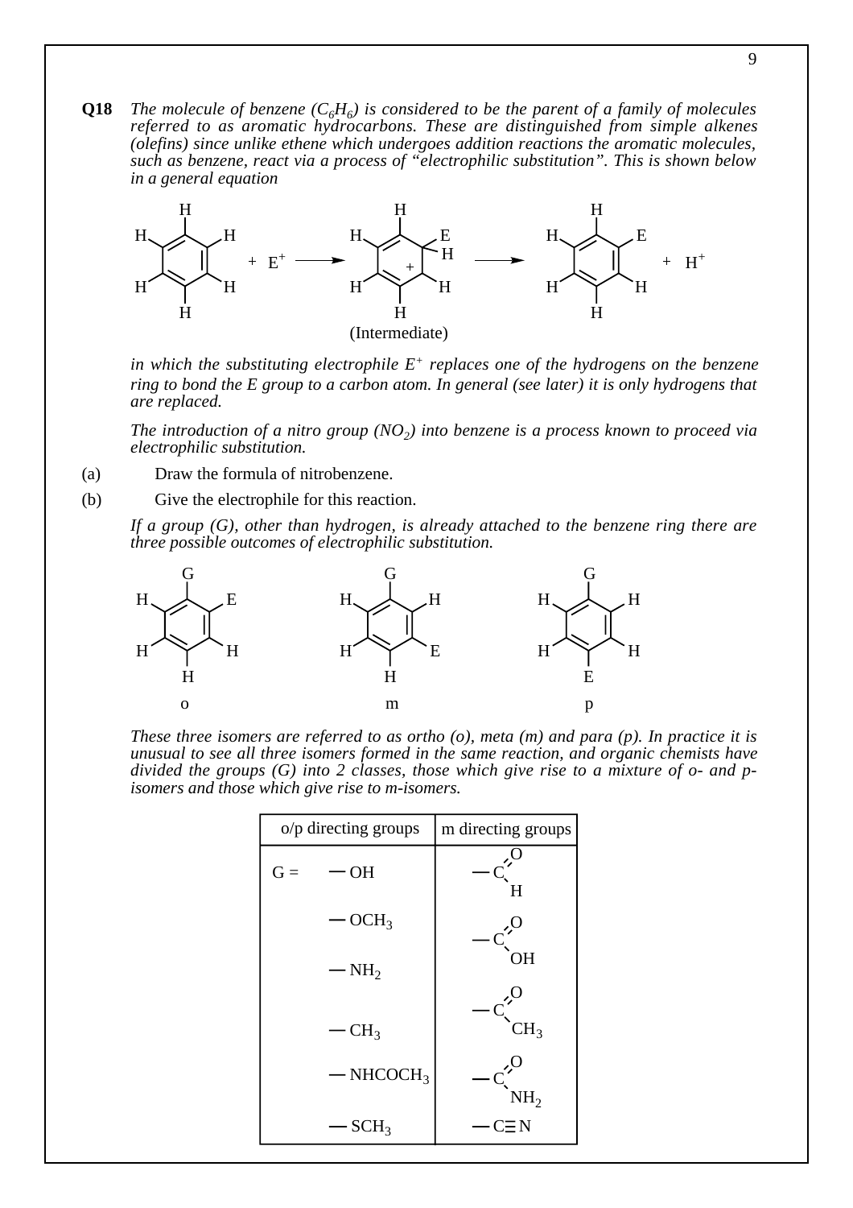**Q18** *The molecule of benzene ($C_6H_6$) is considered to be the parent of a family of molecules referred to as aromatic hydrocarbons. These are distinguished from simple alkenes (olefins) since unlike ethene which undergoes addition reactions the aromatic molecules, such as benzene, react via a process of "electrophilic substitution". This is shown below in a general equation*

$$C_6H_6 + E^+ \longrightarrow \text{(Intermediate)} \longrightarrow C_6H_5E + H^+$$

(Intermediate)

*in which the substituting electrophile $E^+$ replaces one of the hydrogens on the benzene ring to bond the E group to a carbon atom. In general (see later) it is only hydrogens that are replaced.*

*The introduction of a nitro group ($NO_2$) into benzene is a process known to proceed via electrophilic substitution.*

(a) Draw the formula of nitrobenzene.

(b) Give the electrophile for this reaction.

*If a group (G), other than hydrogen, is already attached to the benzene ring there are three possible outcomes of electrophilic substitution.*

o &nbsp;&nbsp;&nbsp;&nbsp;&nbsp;&nbsp;&nbsp;&nbsp; m &nbsp;&nbsp;&nbsp;&nbsp;&nbsp;&nbsp;&nbsp;&nbsp; p

*These three isomers are referred to as ortho (o), meta (m) and para (p). In practice it is unusual to see all three isomers formed in the same reaction, and organic chemists have divided the groups (G) into 2 classes, those which give rise to a mixture of o- and p-isomers and those which give rise to m-isomers.*

| o/p directing groups | m directing groups |
|---|---|
| G = —OH | —CHO (—C(=O)H) |
| —$OCH_3$ | —COOH (—C(=O)OH) |
| —$NH_2$ | —$COCH_3$ (—C(=O)$CH_3$) |
| —$CH_3$ | —$CONH_2$ (—C(=O)$NH_2$) |
| —$NHCOCH_3$ | —C≡N |
| —$SCH_3$ | |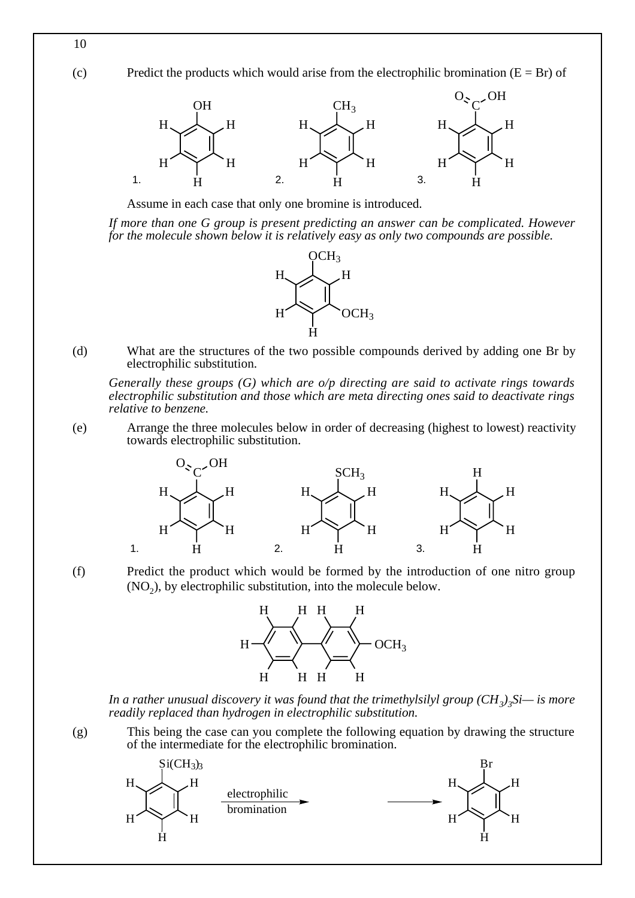(c) Predict the products which would arise from the electrophilic bromination (E = Br) of

1. (phenol)  2. (toluene, $CH_3$)  3. (benzoic acid, $C(=O)OH$)

Assume in each case that only one bromine is introduced.

*If more than one G group is present predicting an answer can be complicated. However for the molecule shown below it is relatively easy as only two compounds are possible.*

(1,3-dimethoxybenzene, $OCH_3$ groups)

(d) What are the structures of the two possible compounds derived by adding one Br by electrophilic substitution.

*Generally these groups (G) which are o/p directing are said to activate rings towards electrophilic substitution and those which are meta directing ones said to deactivate rings relative to benzene.*

(e) Arrange the three molecules below in order of decreasing (highest to lowest) reactivity towards electrophilic substitution.

1. (benzoic acid, $C(=O)OH$)  2. (thioanisole, $SCH_3$)  3. (benzene)

(f) Predict the product which would be formed by the introduction of one nitro group ($NO_2$), by electrophilic substitution, into the molecule below.

(4-methoxybiphenyl, $OCH_3$)

*In a rather unusual discovery it was found that the trimethylsilyl group $(CH_3)_3Si$— is more readily replaced than hydrogen in electrophilic substitution.*

(g) This being the case can you complete the following equation by drawing the structure of the intermediate for the electrophilic bromination.

$C_6H_5Si(CH_3)_3$ —(electrophilic bromination)→ [ ] ——→ $C_6H_5Br$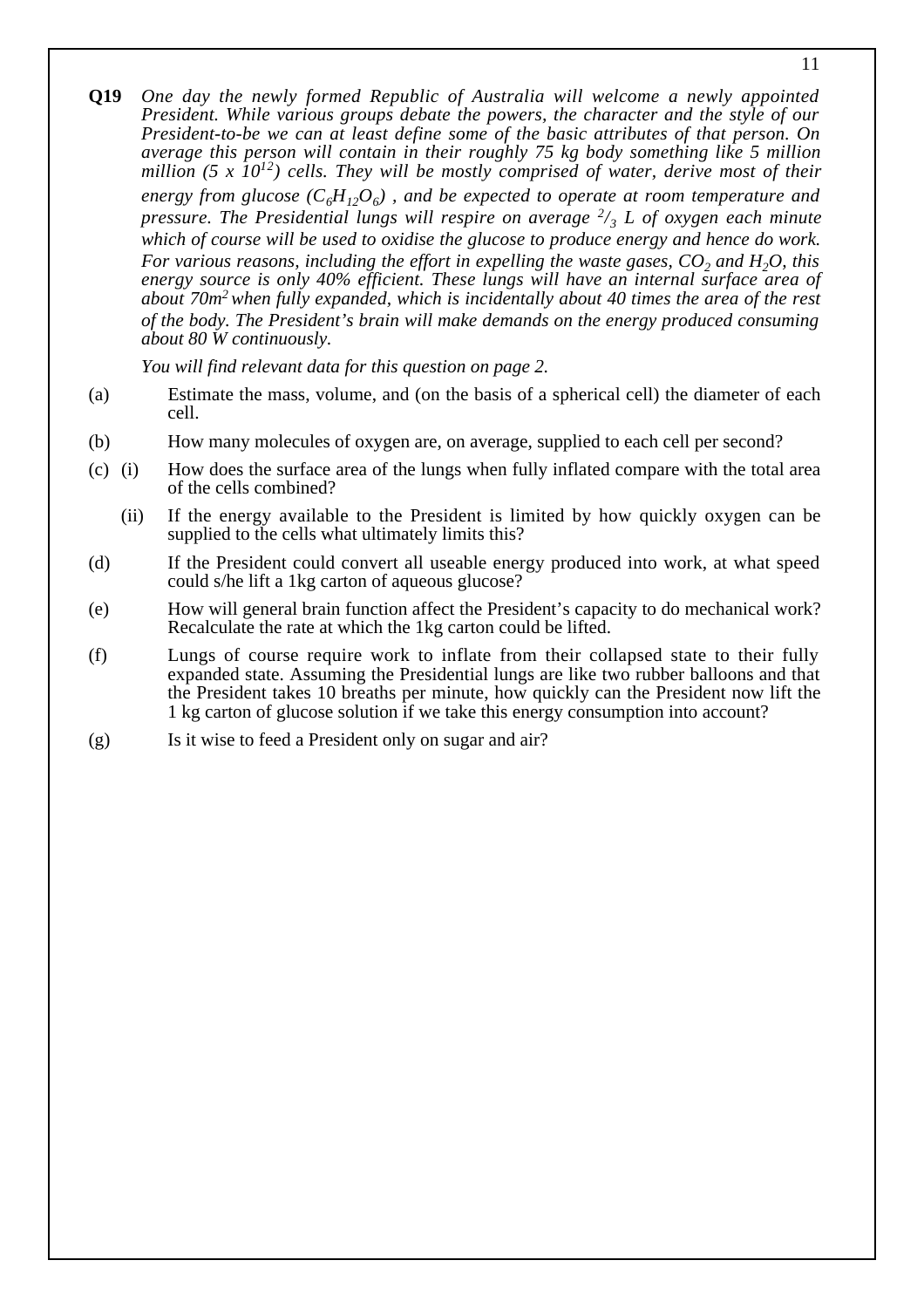**Q19** *One day the newly formed Republic of Australia will welcome a newly appointed President. While various groups debate the powers, the character and the style of our President-to-be we can at least define some of the basic attributes of that person. On average this person will contain in their roughly 75 kg body something like 5 million million ($5 \times 10^{12}$) cells. They will be mostly comprised of water, derive most of their energy from glucose ($C_6H_{12}O_6$) , and be expected to operate at room temperature and pressure. The Presidential lungs will respire on average $^2/_3$ L of oxygen each minute which of course will be used to oxidise the glucose to produce energy and hence do work. For various reasons, including the effort in expelling the waste gases, $CO_2$ and $H_2O$, this energy source is only 40% efficient. These lungs will have an internal surface area of about 70m$^2$ when fully expanded, which is incidentally about 40 times the area of the rest of the body. The President's brain will make demands on the energy produced consuming about 80 W continuously.*

*You will find relevant data for this question on page 2.*

(a) Estimate the mass, volume, and (on the basis of a spherical cell) the diameter of each cell.

(b) How many molecules of oxygen are, on average, supplied to each cell per second?

(c) (i) How does the surface area of the lungs when fully inflated compare with the total area of the cells combined?

(ii) If the energy available to the President is limited by how quickly oxygen can be supplied to the cells what ultimately limits this?

(d) If the President could convert all useable energy produced into work, at what speed could s/he lift a 1kg carton of aqueous glucose?

(e) How will general brain function affect the President's capacity to do mechanical work? Recalculate the rate at which the 1kg carton could be lifted.

(f) Lungs of course require work to inflate from their collapsed state to their fully expanded state. Assuming the Presidential lungs are like two rubber balloons and that the President takes 10 breaths per minute, how quickly can the President now lift the 1 kg carton of glucose solution if we take this energy consumption into account?

(g) Is it wise to feed a President only on sugar and air?